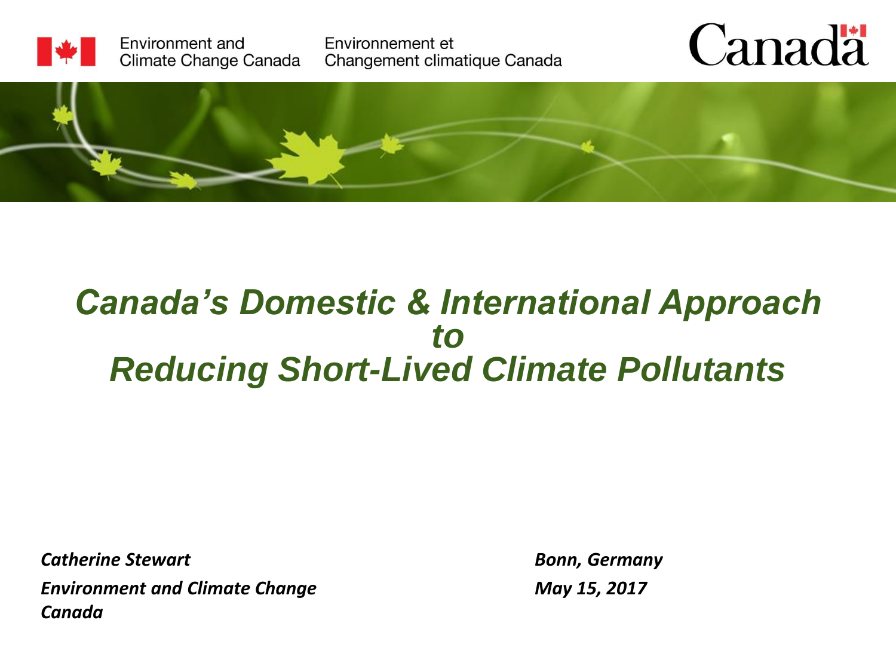Environment and Climate Change Canada
Environnement et Changement climatique Canada

Canada

# *Canada's Domestic & International Approach to Reducing Short-Lived Climate Pollutants*

***Catherine Stewart***
***Environment and Climate Change Canada***

***Bonn, Germany***
***May 15, 2017***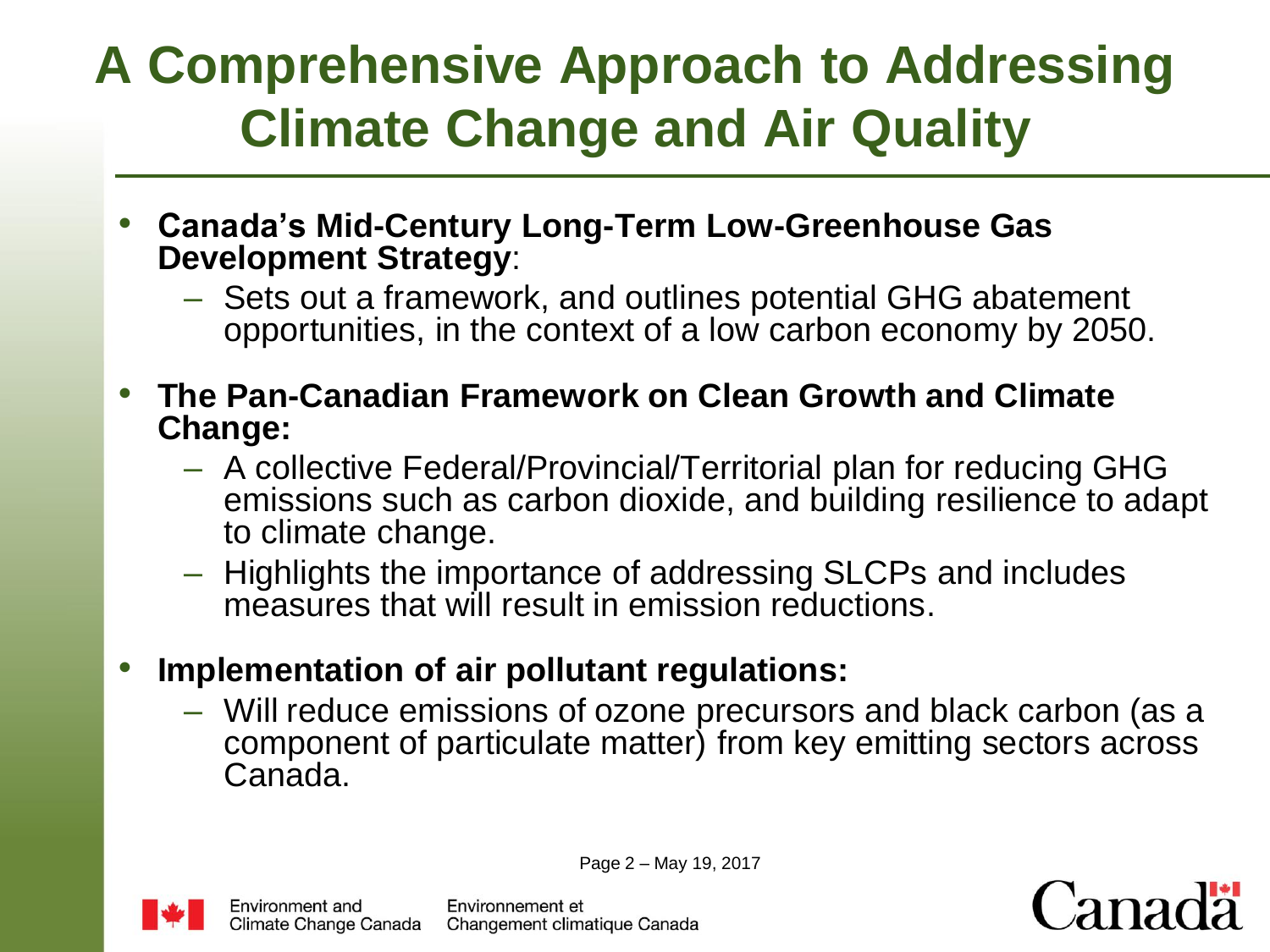# A Comprehensive Approach to Addressing Climate Change and Air Quality

- **Canada's Mid-Century Long-Term Low-Greenhouse Gas Development Strategy**:
  - Sets out a framework, and outlines potential GHG abatement opportunities, in the context of a low carbon economy by 2050.
- **The Pan-Canadian Framework on Clean Growth and Climate Change:**
  - A collective Federal/Provincial/Territorial plan for reducing GHG emissions such as carbon dioxide, and building resilience to adapt to climate change.
  - Highlights the importance of addressing SLCPs and includes measures that will result in emission reductions.
- **Implementation of air pollutant regulations:**
  - Will reduce emissions of ozone precursors and black carbon (as a component of particulate matter) from key emitting sectors across Canada.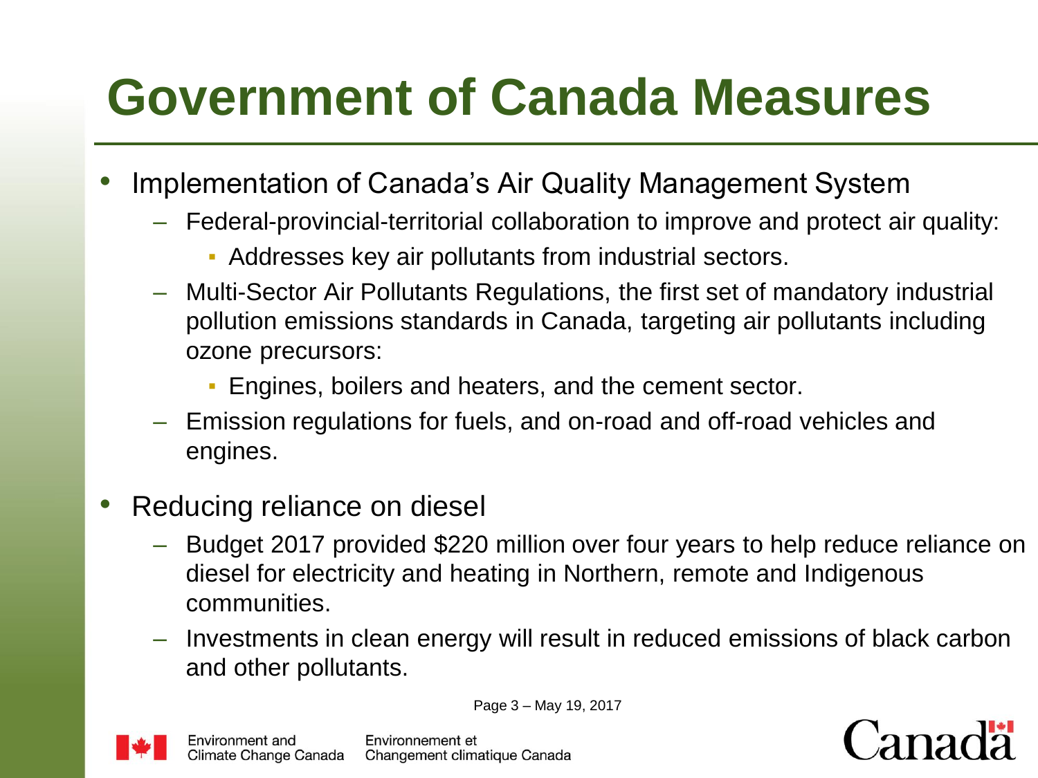# Government of Canada Measures

- Implementation of Canada's Air Quality Management System
  - Federal-provincial-territorial collaboration to improve and protect air quality:
    - Addresses key air pollutants from industrial sectors.
  - Multi-Sector Air Pollutants Regulations, the first set of mandatory industrial pollution emissions standards in Canada, targeting air pollutants including ozone precursors:
    - Engines, boilers and heaters, and the cement sector.
  - Emission regulations for fuels, and on-road and off-road vehicles and engines.

- Reducing reliance on diesel
  - Budget 2017 provided $220 million over four years to help reduce reliance on diesel for electricity and heating in Northern, remote and Indigenous communities.
  - Investments in clean energy will result in reduced emissions of black carbon and other pollutants.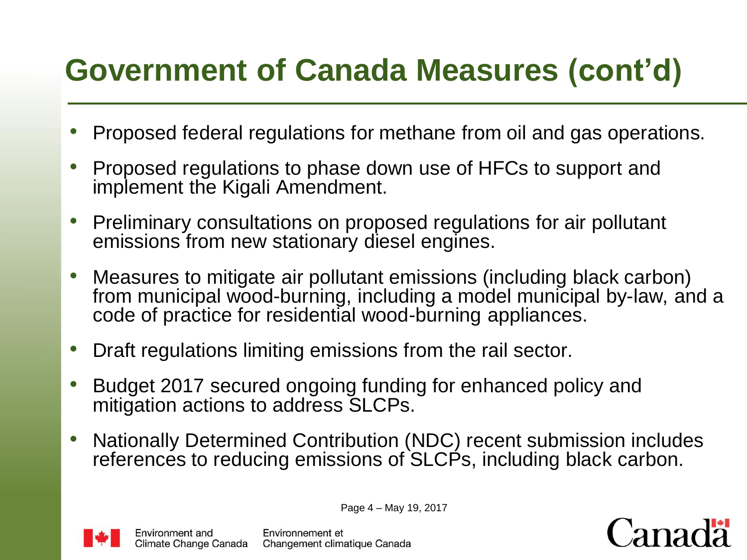# Government of Canada Measures (cont'd)

- Proposed federal regulations for methane from oil and gas operations.
- Proposed regulations to phase down use of HFCs to support and implement the Kigali Amendment.
- Preliminary consultations on proposed regulations for air pollutant emissions from new stationary diesel engines.
- Measures to mitigate air pollutant emissions (including black carbon) from municipal wood-burning, including a model municipal by-law, and a code of practice for residential wood-burning appliances.
- Draft regulations limiting emissions from the rail sector.
- Budget 2017 secured ongoing funding for enhanced policy and mitigation actions to address SLCPs.
- Nationally Determined Contribution (NDC) recent submission includes references to reducing emissions of SLCPs, including black carbon.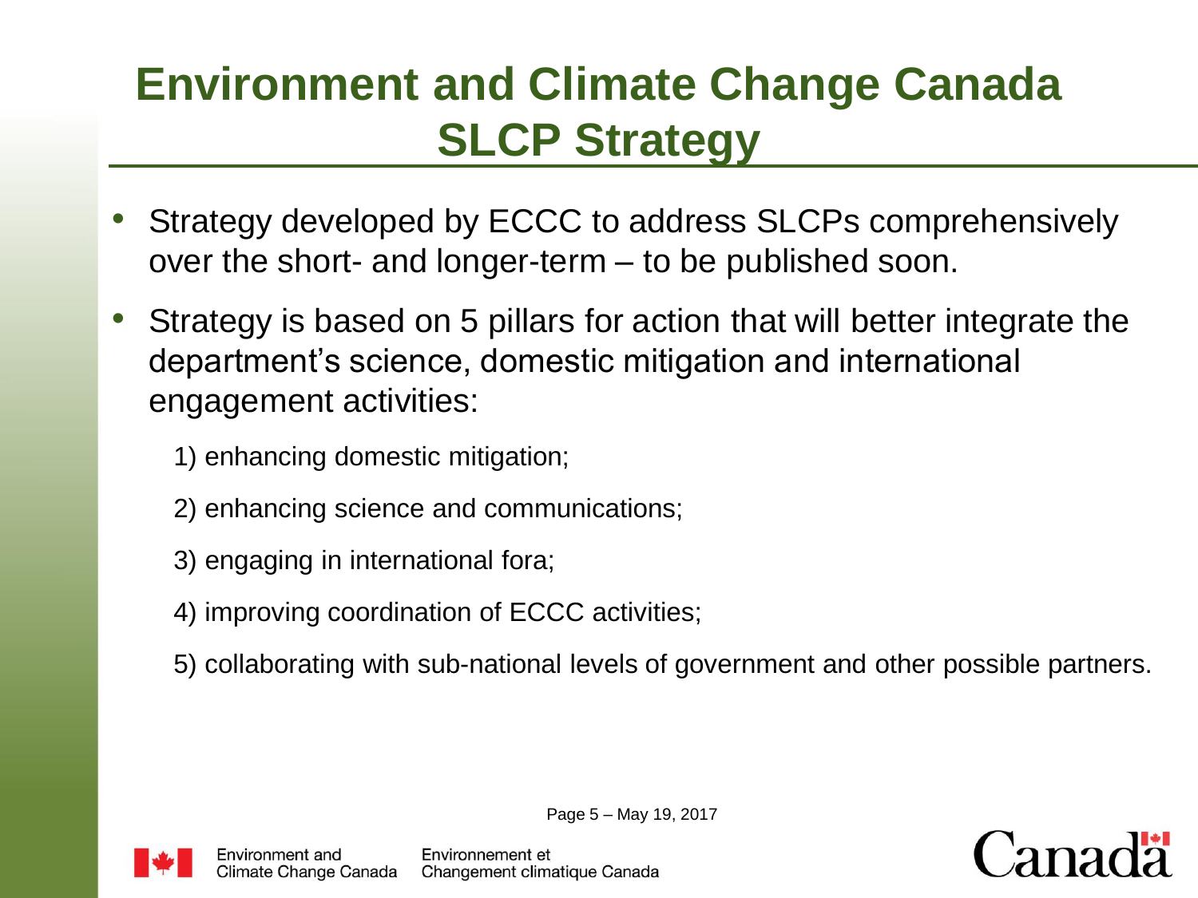# Environment and Climate Change Canada SLCP Strategy

- Strategy developed by ECCC to address SLCPs comprehensively over the short- and longer-term – to be published soon.
- Strategy is based on 5 pillars for action that will better integrate the department's science, domestic mitigation and international engagement activities:

  1) enhancing domestic mitigation;

  2) enhancing science and communications;

  3) engaging in international fora;

  4) improving coordination of ECCC activities;

  5) collaborating with sub-national levels of government and other possible partners.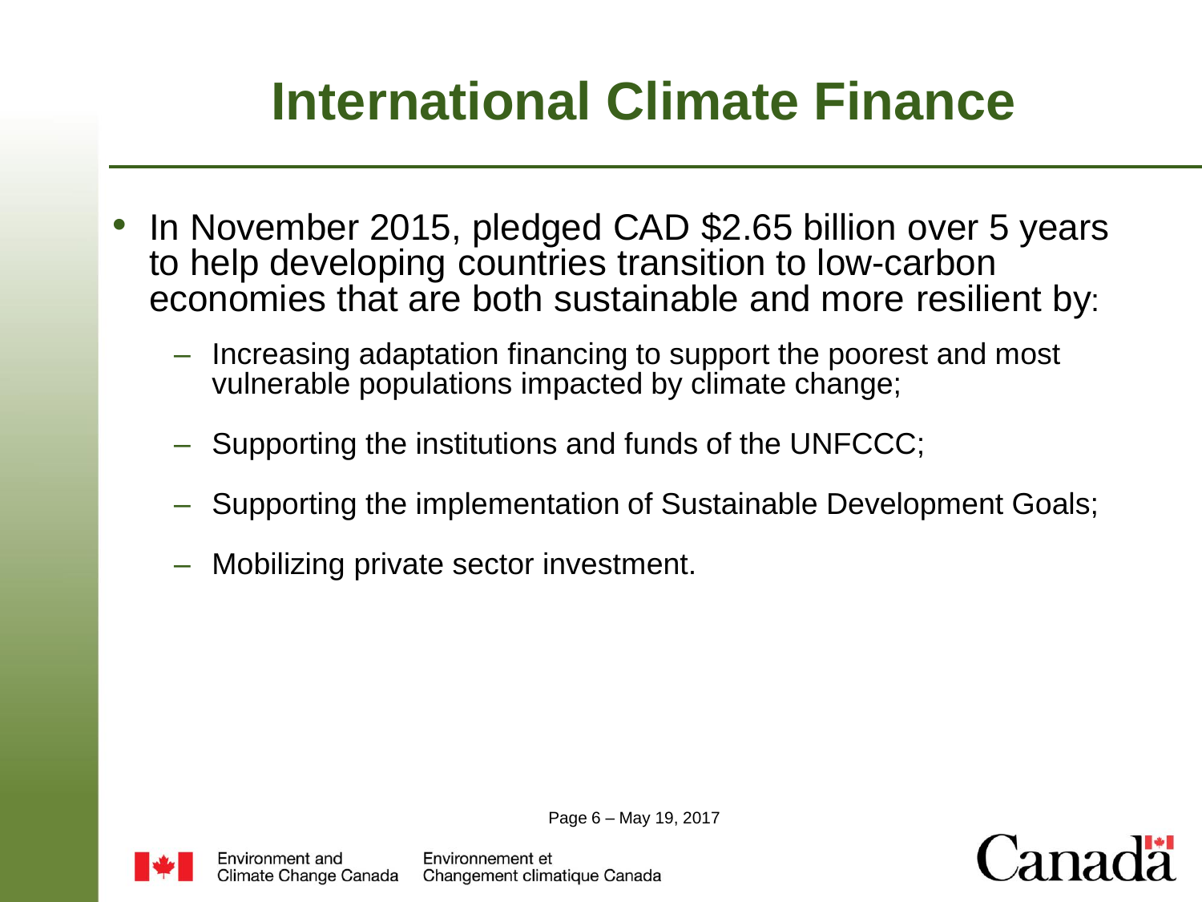# International Climate Finance

- In November 2015, pledged CAD $2.65 billion over 5 years to help developing countries transition to low-carbon economies that are both sustainable and more resilient by:
  - Increasing adaptation financing to support the poorest and most vulnerable populations impacted by climate change;
  - Supporting the institutions and funds of the UNFCCC;
  - Supporting the implementation of Sustainable Development Goals;
  - Mobilizing private sector investment.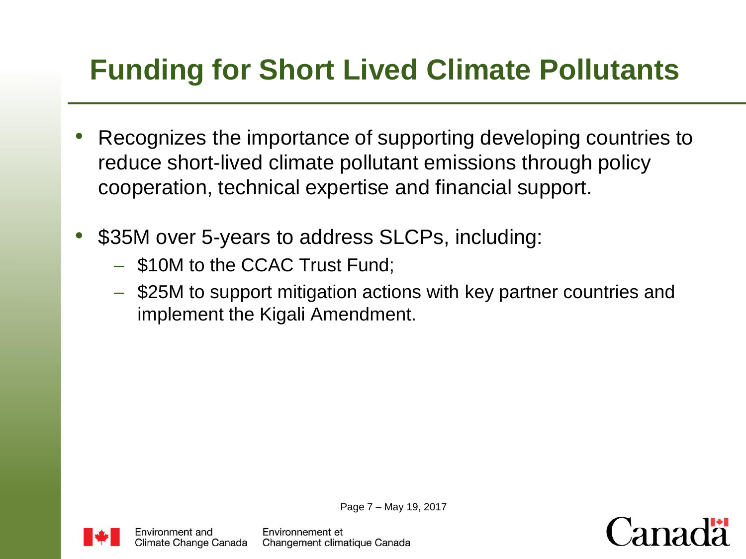# Funding for Short Lived Climate Pollutants

- Recognizes the importance of supporting developing countries to reduce short-lived climate pollutant emissions through policy cooperation, technical expertise and financial support.

- $35M over 5-years to address SLCPs, including:
  - $10M to the CCAC Trust Fund;
  - $25M to support mitigation actions with key partner countries and implement the Kigali Amendment.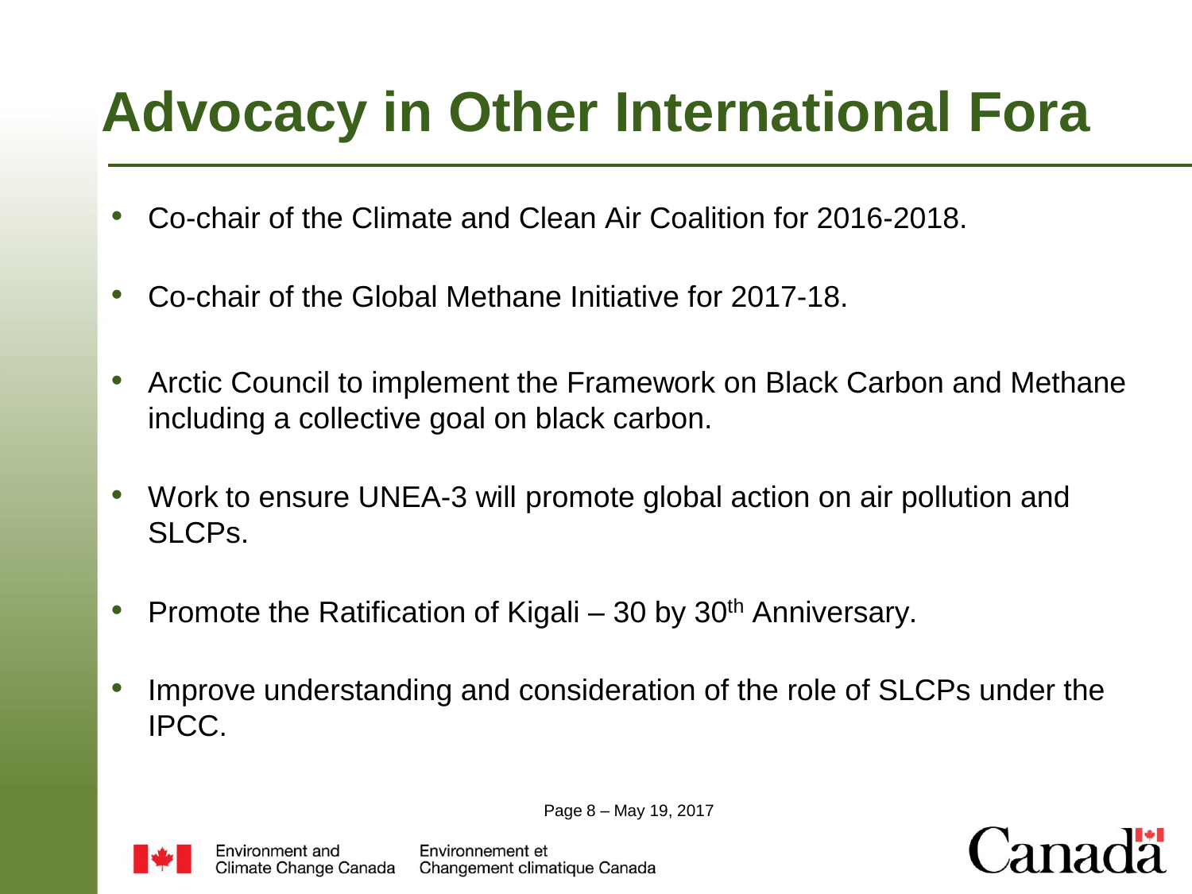# Advocacy in Other International Fora

- Co-chair of the Climate and Clean Air Coalition for 2016-2018.
- Co-chair of the Global Methane Initiative for 2017-18.
- Arctic Council to implement the Framework on Black Carbon and Methane including a collective goal on black carbon.
- Work to ensure UNEA-3 will promote global action on air pollution and SLCPs.
- Promote the Ratification of Kigali – 30 by $30^{th}$ Anniversary.
- Improve understanding and consideration of the role of SLCPs under the IPCC.